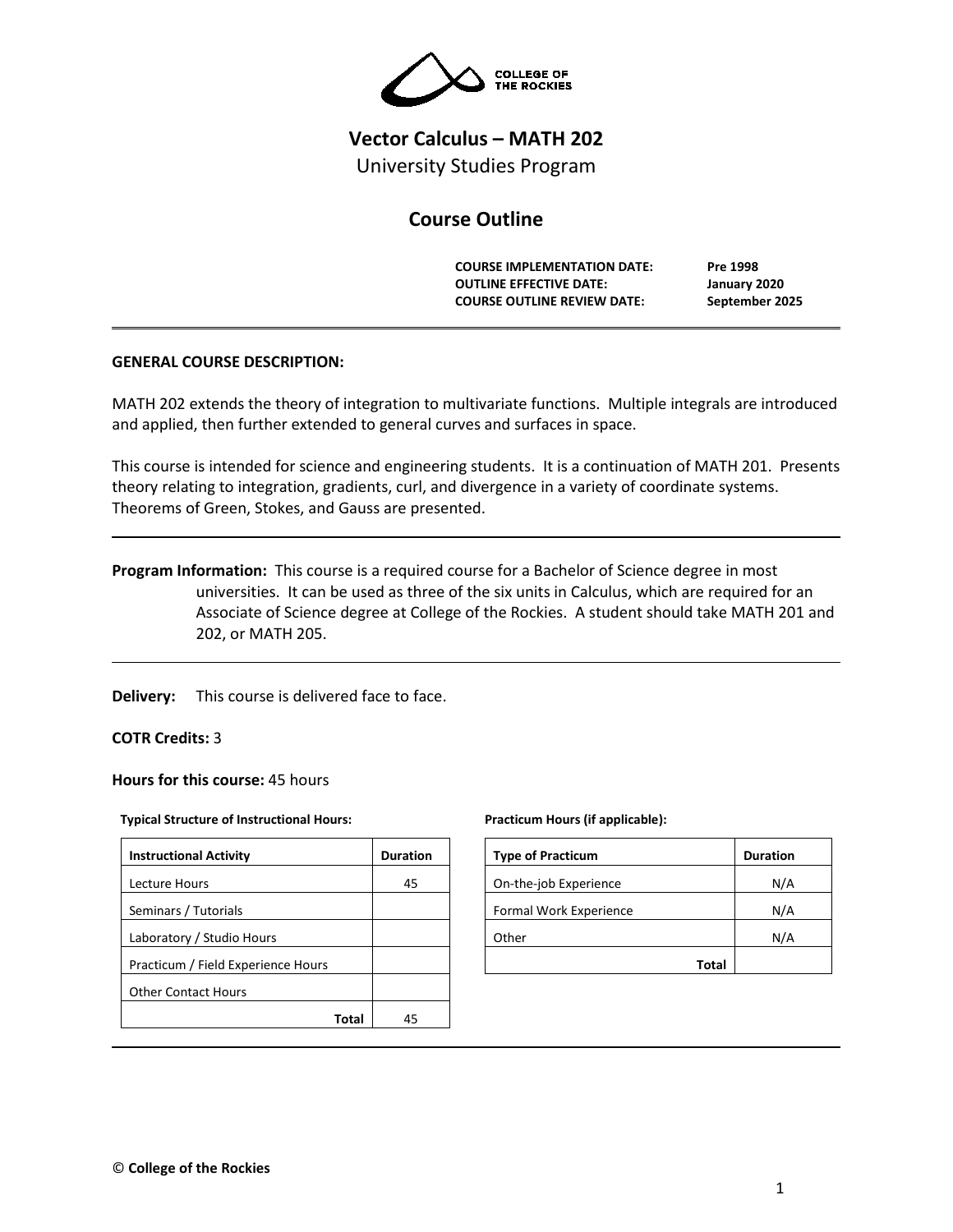COLLEGE OF THE ROCKIES

# Vector Calculus – MATH 202

University Studies Program

## Course Outline

| | |
|---|---|
| **COURSE IMPLEMENTATION DATE:** | **Pre 1998** |
| **OUTLINE EFFECTIVE DATE:** | **January 2020** |
| **COURSE OUTLINE REVIEW DATE:** | **September 2025** |

**GENERAL COURSE DESCRIPTION:**

MATH 202 extends the theory of integration to multivariate functions. Multiple integrals are introduced and applied, then further extended to general curves and surfaces in space.

This course is intended for science and engineering students. It is a continuation of MATH 201. Presents theory relating to integration, gradients, curl, and divergence in a variety of coordinate systems. Theorems of Green, Stokes, and Gauss are presented.

**Program Information:** This course is a required course for a Bachelor of Science degree in most universities. It can be used as three of the six units in Calculus, which are required for an Associate of Science degree at College of the Rockies. A student should take MATH 201 and 202, or MATH 205.

**Delivery:** This course is delivered face to face.

**COTR Credits:** 3

**Hours for this course:** 45 hours

**Typical Structure of Instructional Hours:**

| Instructional Activity | Duration |
|---|---|
| Lecture Hours | 45 |
| Seminars / Tutorials | |
| Laboratory / Studio Hours | |
| Practicum / Field Experience Hours | |
| Other Contact Hours | |
| **Total** | 45 |

**Practicum Hours (if applicable):**

| Type of Practicum | Duration |
|---|---|
| On-the-job Experience | N/A |
| Formal Work Experience | N/A |
| Other | N/A |
| **Total** | |

© **College of the Rockies**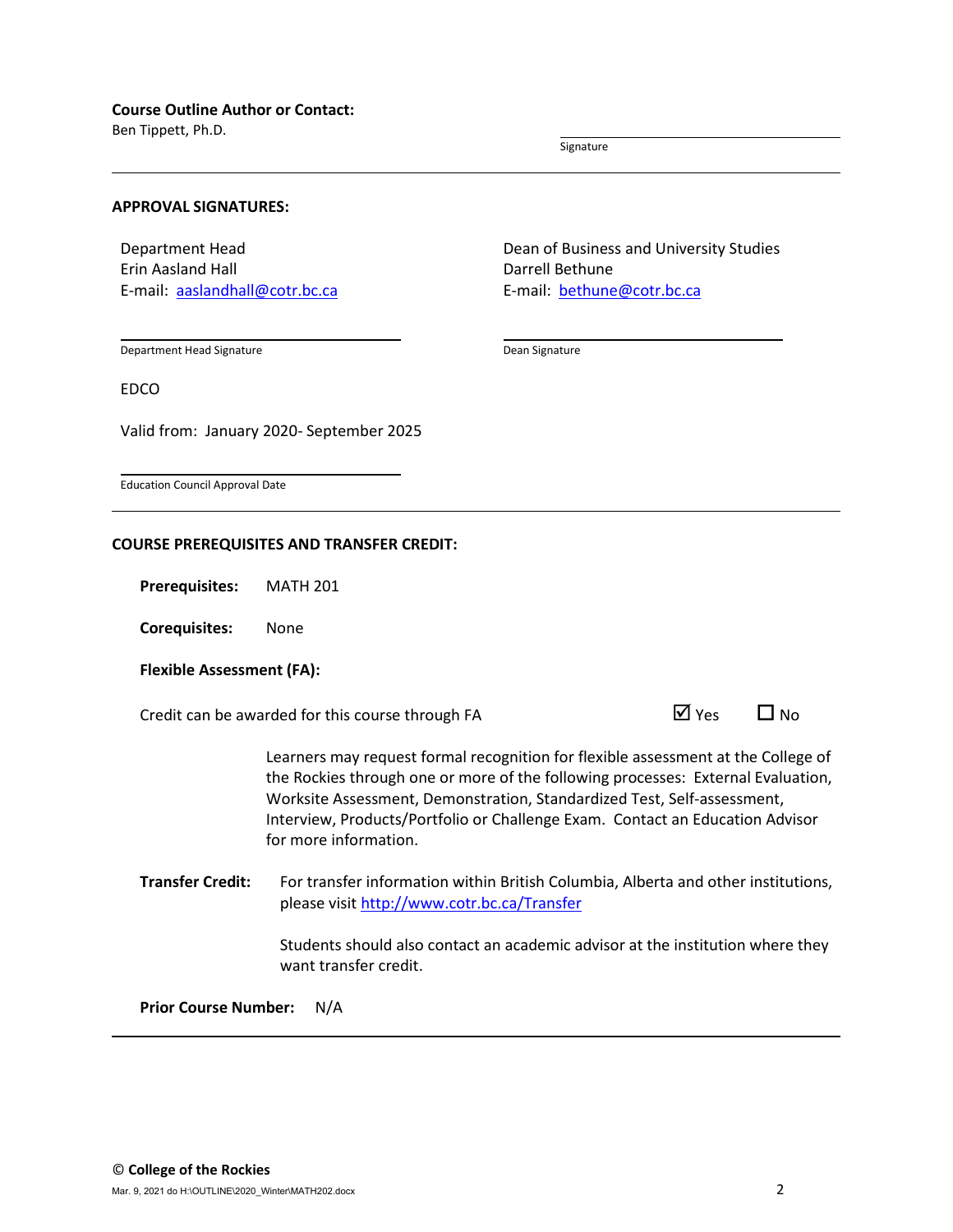**Course Outline Author or Contact:**
Ben Tippett, Ph.D.

Signature

---

**APPROVAL SIGNATURES:**

Department Head
Erin Aasland Hall
E-mail: [aaslandhall@cotr.bc.ca](mailto:aaslandhall@cotr.bc.ca)

Department Head Signature

Dean of Business and University Studies
Darrell Bethune
E-mail: [bethune@cotr.bc.ca](mailto:bethune@cotr.bc.ca)

Dean Signature

EDCO

Valid from: January 2020- September 2025

Education Council Approval Date

---

**COURSE PREREQUISITES AND TRANSFER CREDIT:**

**Prerequisites:** MATH 201

**Corequisites:** None

**Flexible Assessment (FA):**

Credit can be awarded for this course through FA ☑ Yes ☐ No

Learners may request formal recognition for flexible assessment at the College of the Rockies through one or more of the following processes: External Evaluation, Worksite Assessment, Demonstration, Standardized Test, Self-assessment, Interview, Products/Portfolio or Challenge Exam. Contact an Education Advisor for more information.

**Transfer Credit:** For transfer information within British Columbia, Alberta and other institutions, please visit [http://www.cotr.bc.ca/Transfer](http://www.cotr.bc.ca/Transfer)

Students should also contact an academic advisor at the institution where they want transfer credit.

**Prior Course Number:** N/A

---

© **College of the Rockies**

Mar. 9, 2021 do H:\OUTLINE\2020_Winter\MATH202.docx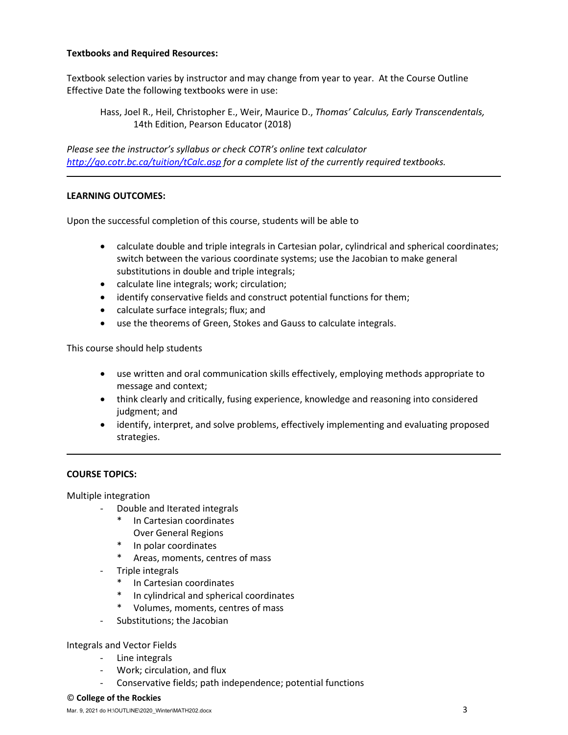**Textbooks and Required Resources:**

Textbook selection varies by instructor and may change from year to year. At the Course Outline Effective Date the following textbooks were in use:

> Hass, Joel R., Heil, Christopher E., Weir, Maurice D., *Thomas' Calculus, Early Transcendentals,* 14th Edition, Pearson Educator (2018)

*Please see the instructor's syllabus or check COTR's online text calculator [http://go.cotr.bc.ca/tuition/tCalc.asp](http://go.cotr.bc.ca/tuition/tCalc.asp) for a complete list of the currently required textbooks.*

---

**LEARNING OUTCOMES:**

Upon the successful completion of this course, students will be able to

- calculate double and triple integrals in Cartesian polar, cylindrical and spherical coordinates; switch between the various coordinate systems; use the Jacobian to make general substitutions in double and triple integrals;
- calculate line integrals; work; circulation;
- identify conservative fields and construct potential functions for them;
- calculate surface integrals; flux; and
- use the theorems of Green, Stokes and Gauss to calculate integrals.

This course should help students

- use written and oral communication skills effectively, employing methods appropriate to message and context;
- think clearly and critically, fusing experience, knowledge and reasoning into considered judgment; and
- identify, interpret, and solve problems, effectively implementing and evaluating proposed strategies.

---

**COURSE TOPICS:**

Multiple integration

- Double and Iterated integrals
  - In Cartesian coordinates
    Over General Regions
  - In polar coordinates
  - Areas, moments, centres of mass
- Triple integrals
  - In Cartesian coordinates
  - In cylindrical and spherical coordinates
  - Volumes, moments, centres of mass
- Substitutions; the Jacobian

Integrals and Vector Fields

- Line integrals
- Work; circulation, and flux
- Conservative fields; path independence; potential functions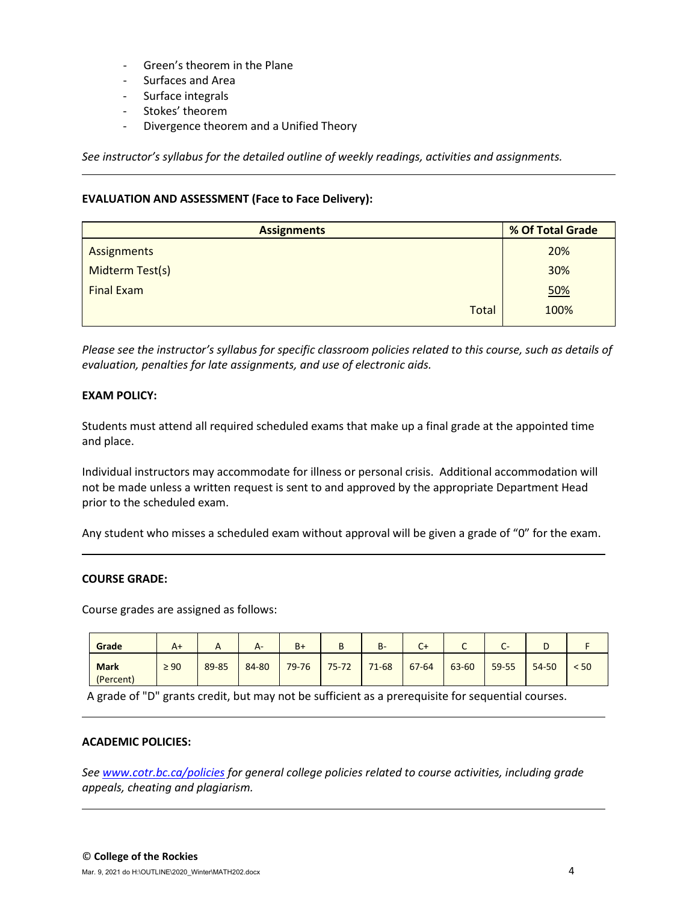- Green's theorem in the Plane
- Surfaces and Area
- Surface integrals
- Stokes' theorem
- Divergence theorem and a Unified Theory

*See instructor's syllabus for the detailed outline of weekly readings, activities and assignments.*

---

**EVALUATION AND ASSESSMENT (Face to Face Delivery):**

| Assignments | % Of Total Grade |
|---|---|
| Assignments | 20% |
| Midterm Test(s) | 30% |
| Final Exam | 50% |
| Total | 100% |

*Please see the instructor's syllabus for specific classroom policies related to this course, such as details of evaluation, penalties for late assignments, and use of electronic aids.*

**EXAM POLICY:**

Students must attend all required scheduled exams that make up a final grade at the appointed time and place.

Individual instructors may accommodate for illness or personal crisis. Additional accommodation will not be made unless a written request is sent to and approved by the appropriate Department Head prior to the scheduled exam.

Any student who misses a scheduled exam without approval will be given a grade of "0" for the exam.

---

**COURSE GRADE:**

Course grades are assigned as follows:

| Grade | A+ | A | A- | B+ | B | B- | C+ | C | C- | D | F |
|---|---|---|---|---|---|---|---|---|---|---|---|
| **Mark** (Percent) | ≥ 90 | 89-85 | 84-80 | 79-76 | 75-72 | 71-68 | 67-64 | 63-60 | 59-55 | 54-50 | < 50 |

A grade of "D" grants credit, but may not be sufficient as a prerequisite for sequential courses.

---

**ACADEMIC POLICIES:**

*See [www.cotr.bc.ca/policies](www.cotr.bc.ca/policies) for general college policies related to course activities, including grade appeals, cheating and plagiarism.*

---

© **College of the Rockies**

Mar. 9, 2021 do H:\OUTLINE\2020_Winter\MATH202.docx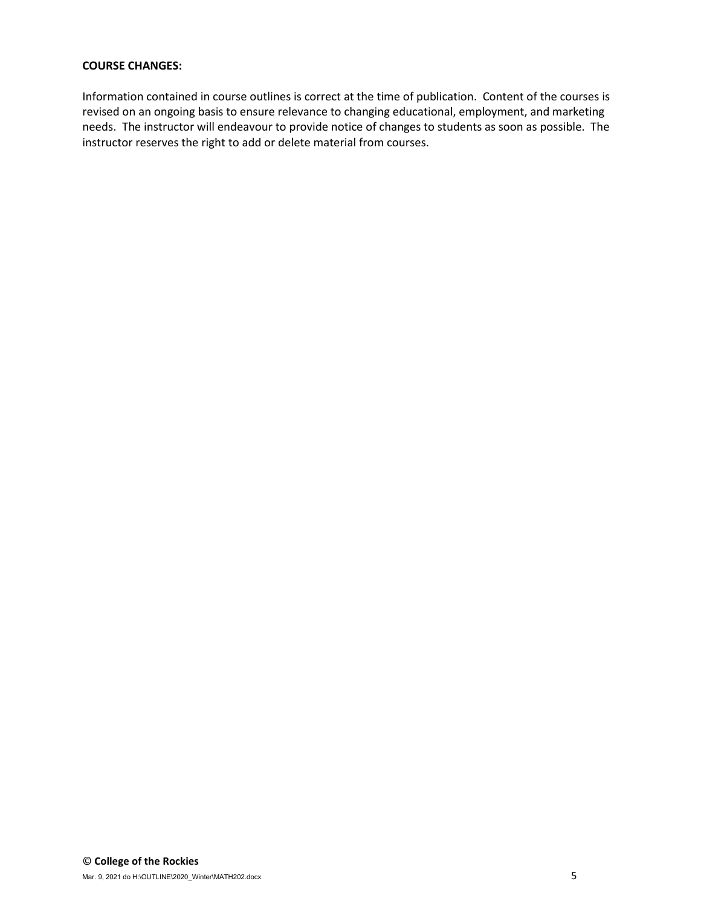**COURSE CHANGES:**

Information contained in course outlines is correct at the time of publication. Content of the courses is revised on an ongoing basis to ensure relevance to changing educational, employment, and marketing needs. The instructor will endeavour to provide notice of changes to students as soon as possible. The instructor reserves the right to add or delete material from courses.